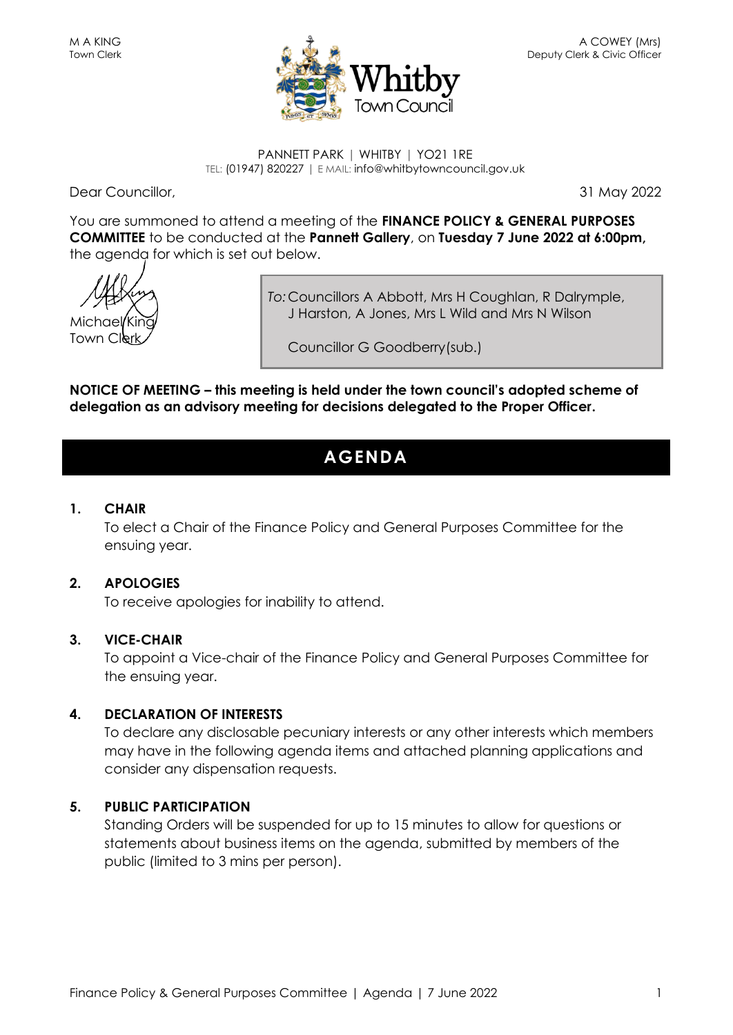M A KING
Town Clerk

A COWEY (Mrs)
Deputy Clerk & Civic Officer

Whitby Town Council

PANNETT PARK | WHITBY | YO21 1RE
TEL: (01947) 820227 | E MAIL: info@whitbytowncouncil.gov.uk

Dear Councillor,

31 May 2022

You are summoned to attend a meeting of the **FINANCE POLICY & GENERAL PURPOSES COMMITTEE** to be conducted at the **Pannett Gallery**, on **Tuesday 7 June 2022 at 6:00pm,** the agenda for which is set out below.

Michael King
Town Clerk

*To:* Councillors A Abbott, Mrs H Coughlan, R Dalrymple, J Harston, A Jones, Mrs L Wild and Mrs N Wilson

Councillor G Goodberry(sub.)

**NOTICE OF MEETING – this meeting is held under the town council's adopted scheme of delegation as an advisory meeting for decisions delegated to the Proper Officer.**

# AGENDA

## 1. CHAIR

To elect a Chair of the Finance Policy and General Purposes Committee for the ensuing year.

## 2. APOLOGIES

To receive apologies for inability to attend.

## 3. VICE-CHAIR

To appoint a Vice-chair of the Finance Policy and General Purposes Committee for the ensuing year.

## 4. DECLARATION OF INTERESTS

To declare any disclosable pecuniary interests or any other interests which members may have in the following agenda items and attached planning applications and consider any dispensation requests.

## 5. PUBLIC PARTICIPATION

Standing Orders will be suspended for up to 15 minutes to allow for questions or statements about business items on the agenda, submitted by members of the public (limited to 3 mins per person).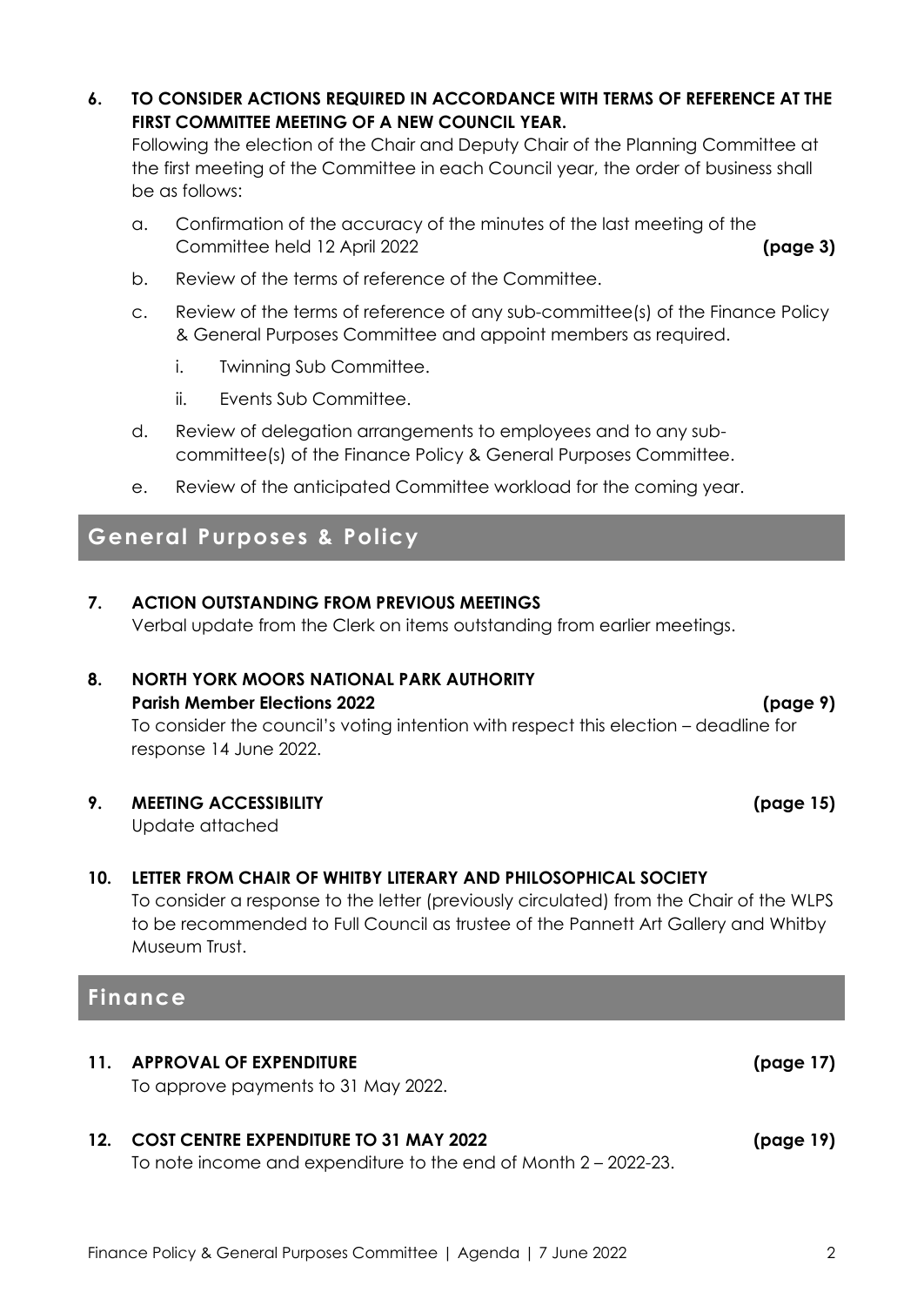**6. TO CONSIDER ACTIONS REQUIRED IN ACCORDANCE WITH TERMS OF REFERENCE AT THE FIRST COMMITTEE MEETING OF A NEW COUNCIL YEAR.**

Following the election of the Chair and Deputy Chair of the Planning Committee at the first meeting of the Committee in each Council year, the order of business shall be as follows:

a. Confirmation of the accuracy of the minutes of the last meeting of the Committee held 12 April 2022 **(page 3)**

b. Review of the terms of reference of the Committee.

c. Review of the terms of reference of any sub-committee(s) of the Finance Policy & General Purposes Committee and appoint members as required.

   i. Twinning Sub Committee.

   ii. Events Sub Committee.

d. Review of delegation arrangements to employees and to any sub-committee(s) of the Finance Policy & General Purposes Committee.

e. Review of the anticipated Committee workload for the coming year.

## General Purposes & Policy

**7. ACTION OUTSTANDING FROM PREVIOUS MEETINGS**

Verbal update from the Clerk on items outstanding from earlier meetings.

**8. NORTH YORK MOORS NATIONAL PARK AUTHORITY**
**Parish Member Elections 2022** **(page 9)**

To consider the council's voting intention with respect this election – deadline for response 14 June 2022.

**9. MEETING ACCESSIBILITY** **(page 15)**

Update attached

**10. LETTER FROM CHAIR OF WHITBY LITERARY AND PHILOSOPHICAL SOCIETY**

To consider a response to the letter (previously circulated) from the Chair of the WLPS to be recommended to Full Council as trustee of the Pannett Art Gallery and Whitby Museum Trust.

## Finance

**11. APPROVAL OF EXPENDITURE** **(page 17)**

To approve payments to 31 May 2022.

**12. COST CENTRE EXPENDITURE TO 31 MAY 2022** **(page 19)**

To note income and expenditure to the end of Month 2 – 2022-23.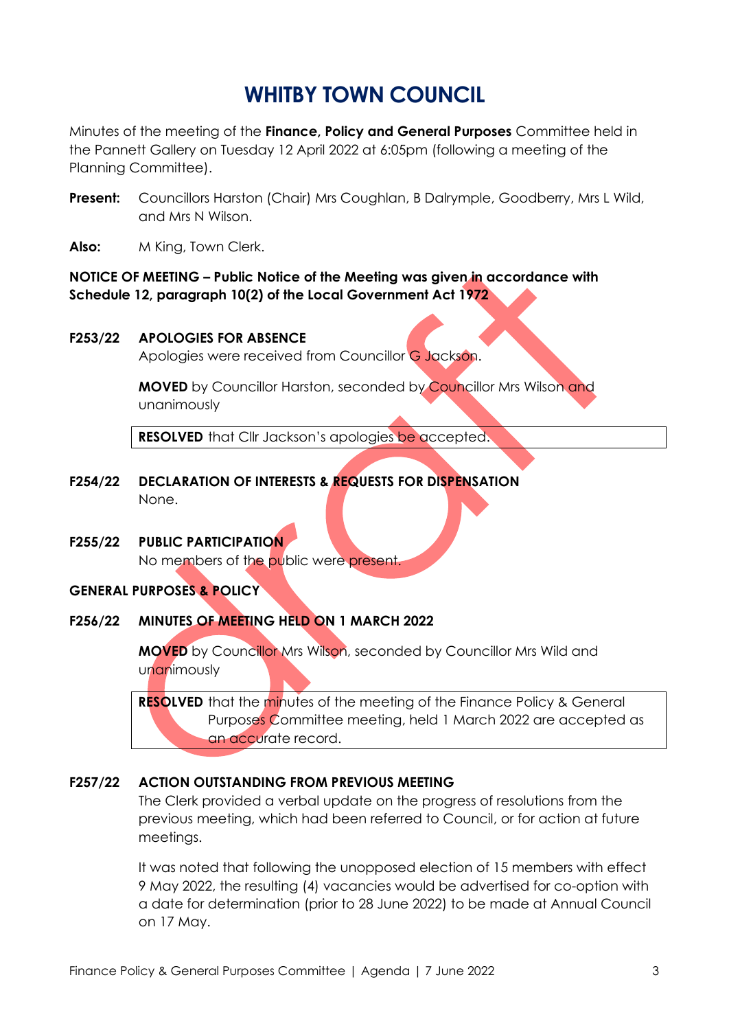# WHITBY TOWN COUNCIL

Minutes of the meeting of the **Finance, Policy and General Purposes** Committee held in the Pannett Gallery on Tuesday 12 April 2022 at 6:05pm (following a meeting of the Planning Committee).

**Present:** Councillors Harston (Chair) Mrs Coughlan, B Dalrymple, Goodberry, Mrs L Wild, and Mrs N Wilson.

**Also:** M King, Town Clerk.

**NOTICE OF MEETING – Public Notice of the Meeting was given in accordance with Schedule 12, paragraph 10(2) of the Local Government Act 1972**

**F253/22 APOLOGIES FOR ABSENCE**

Apologies were received from Councillor G Jackson.

**MOVED** by Councillor Harston, seconded by Councillor Mrs Wilson and unanimously

**RESOLVED** that Cllr Jackson's apologies be accepted.

**F254/22 DECLARATION OF INTERESTS & REQUESTS FOR DISPENSATION**

None.

**F255/22 PUBLIC PARTICIPATION**

No members of the public were present.

**GENERAL PURPOSES & POLICY**

**F256/22 MINUTES OF MEETING HELD ON 1 MARCH 2022**

**MOVED** by Councillor Mrs Wilson, seconded by Councillor Mrs Wild and unanimously

**RESOLVED** that the minutes of the meeting of the Finance Policy & General Purposes Committee meeting, held 1 March 2022 are accepted as an accurate record.

**F257/22 ACTION OUTSTANDING FROM PREVIOUS MEETING**

The Clerk provided a verbal update on the progress of resolutions from the previous meeting, which had been referred to Council, or for action at future meetings.

It was noted that following the unopposed election of 15 members with effect 9 May 2022, the resulting (4) vacancies would be advertised for co-option with a date for determination (prior to 28 June 2022) to be made at Annual Council on 17 May.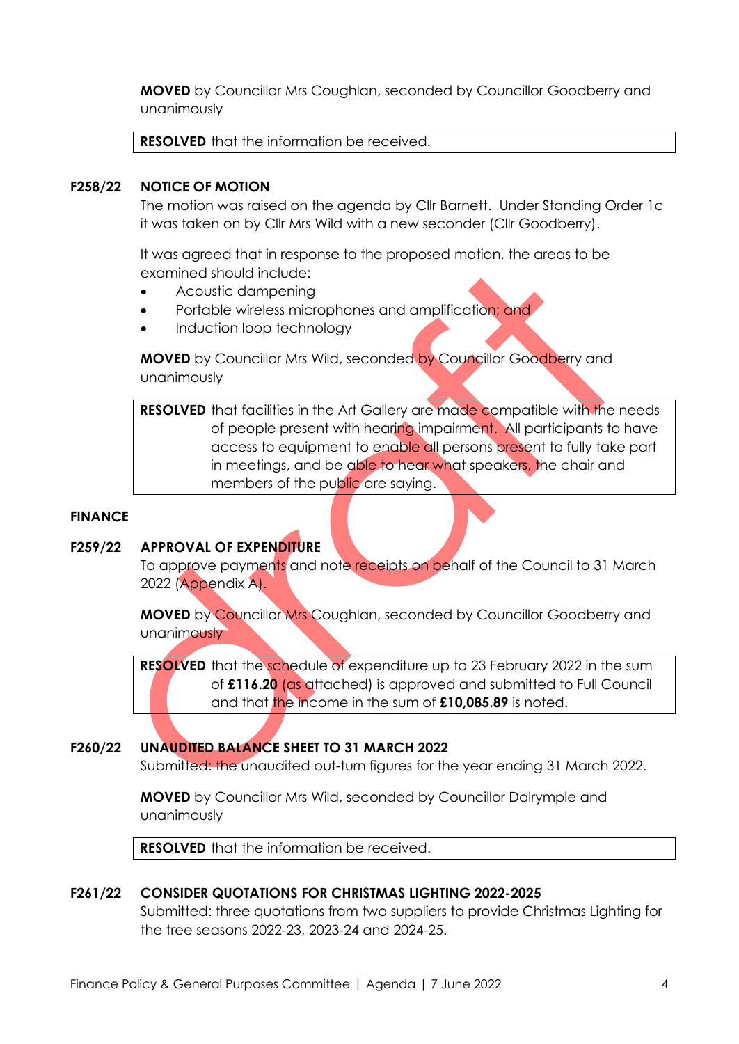**MOVED** by Councillor Mrs Coughlan, seconded by Councillor Goodberry and unanimously

> **RESOLVED** that the information be received.

**F258/22 NOTICE OF MOTION**

The motion was raised on the agenda by Cllr Barnett. Under Standing Order 1c it was taken on by Cllr Mrs Wild with a new seconder (Cllr Goodberry).

It was agreed that in response to the proposed motion, the areas to be examined should include:

- Acoustic dampening
- Portable wireless microphones and amplification; and
- Induction loop technology

**MOVED** by Councillor Mrs Wild, seconded by Councillor Goodberry and unanimously

> **RESOLVED** that facilities in the Art Gallery are made compatible with the needs of people present with hearing impairment. All participants to have access to equipment to enable all persons present to fully take part in meetings, and be able to hear what speakers, the chair and members of the public are saying.

## FINANCE

**F259/22 APPROVAL OF EXPENDITURE**

To approve payments and note receipts on behalf of the Council to 31 March 2022 (Appendix A).

**MOVED** by Councillor Mrs Coughlan, seconded by Councillor Goodberry and unanimously

> **RESOLVED** that the schedule of expenditure up to 23 February 2022 in the sum of **£116.20** (as attached) is approved and submitted to Full Council and that the income in the sum of **£10,085.89** is noted.

**F260/22 UNAUDITED BALANCE SHEET TO 31 MARCH 2022**

Submitted: the unaudited out-turn figures for the year ending 31 March 2022.

**MOVED** by Councillor Mrs Wild, seconded by Councillor Dalrymple and unanimously

> **RESOLVED** that the information be received.

**F261/22 CONSIDER QUOTATIONS FOR CHRISTMAS LIGHTING 2022-2025**

Submitted: three quotations from two suppliers to provide Christmas Lighting for the tree seasons 2022-23, 2023-24 and 2024-25.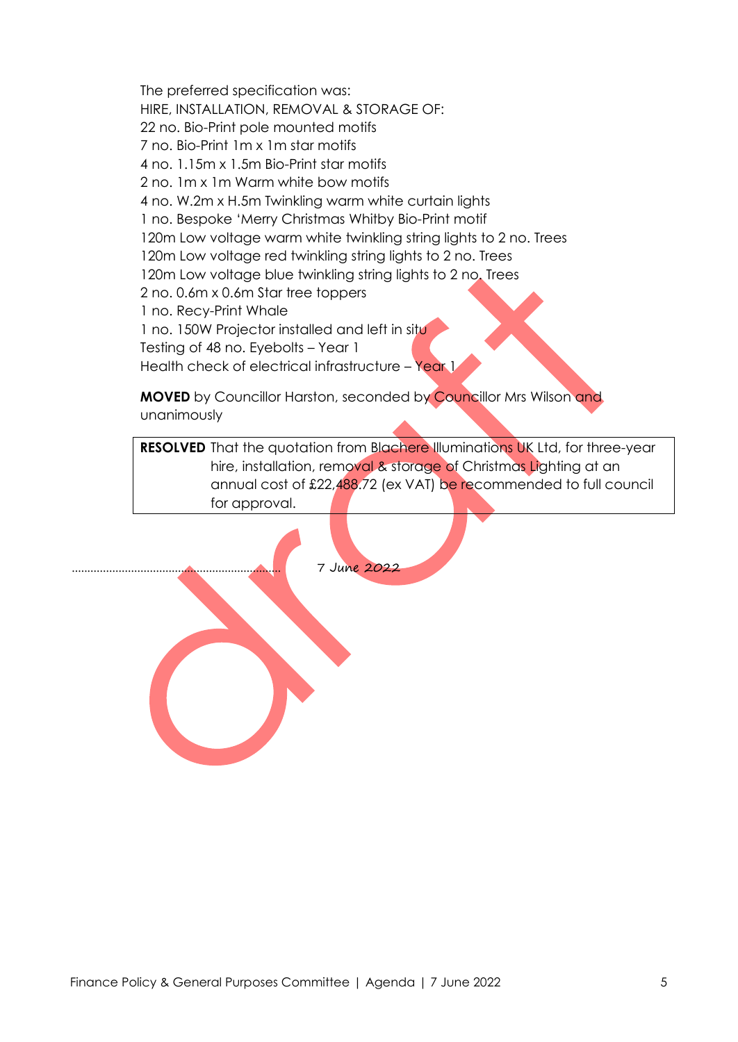The preferred specification was:
HIRE, INSTALLATION, REMOVAL & STORAGE OF:
22 no. Bio-Print pole mounted motifs
7 no. Bio-Print 1m x 1m star motifs
4 no. 1.15m x 1.5m Bio-Print star motifs
2 no. 1m x 1m Warm white bow motifs
4 no. W.2m x H.5m Twinkling warm white curtain lights
1 no. Bespoke 'Merry Christmas Whitby Bio-Print motif
120m Low voltage warm white twinkling string lights to 2 no. Trees
120m Low voltage red twinkling string lights to 2 no. Trees
120m Low voltage blue twinkling string lights to 2 no. Trees
2 no. 0.6m x 0.6m Star tree toppers
1 no. Recy-Print Whale
1 no. 150W Projector installed and left in situ
Testing of 48 no. Eyebolts – Year 1
Health check of electrical infrastructure – Year 1

**MOVED** by Councillor Harston, seconded by Councillor Mrs Wilson and unanimously

**RESOLVED** That the quotation from Blachere Illuminations UK Ltd, for three-year hire, installation, removal & storage of Christmas Lighting at an annual cost of £22,488.72 (ex VAT) be recommended to full council for approval.

.................................................................. 7 June 2022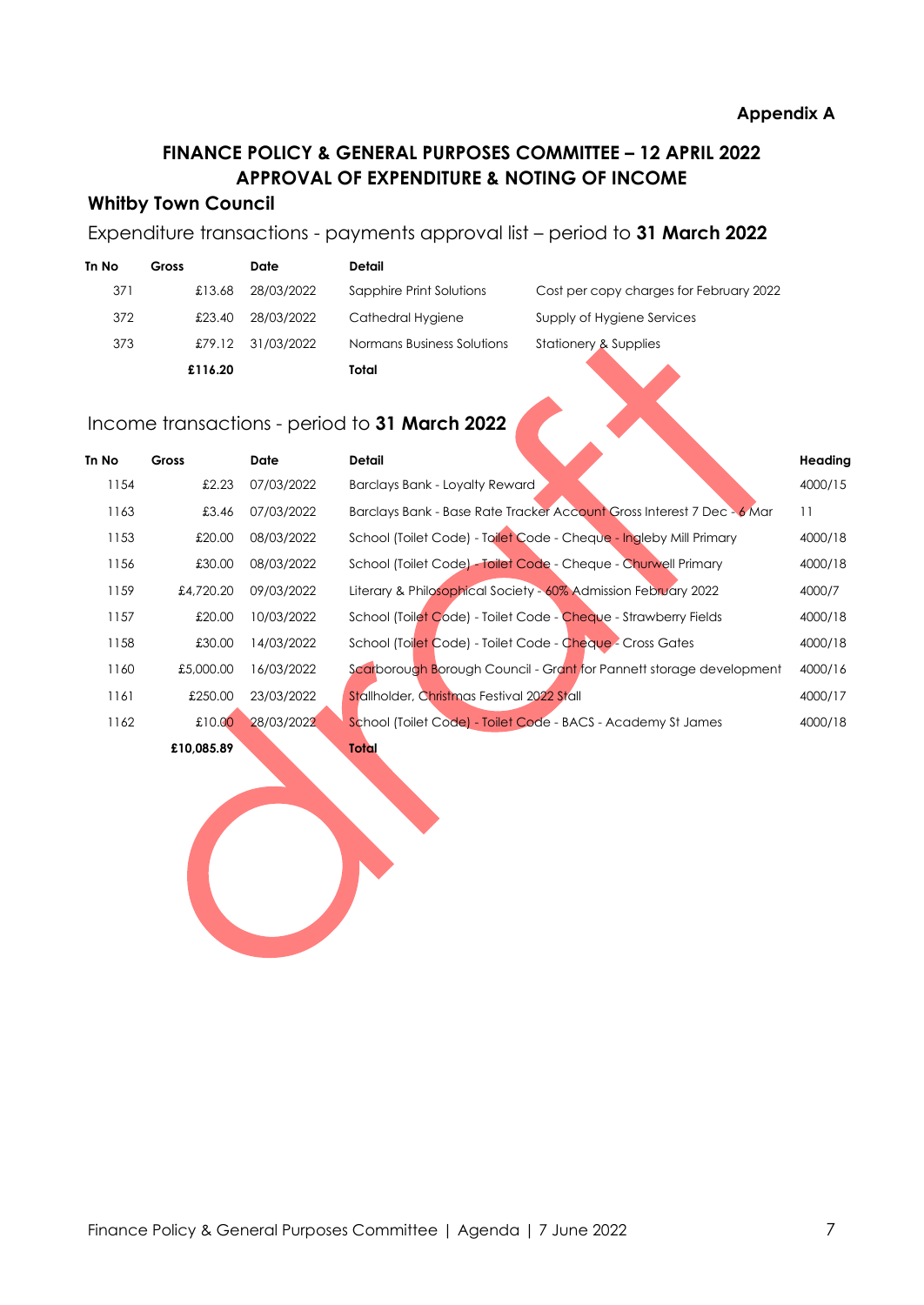**Appendix A**

## FINANCE POLICY & GENERAL PURPOSES COMMITTEE – 12 APRIL 2022
## APPROVAL OF EXPENDITURE & NOTING OF INCOME

### Whitby Town Council

Expenditure transactions - payments approval list – period to **31 March 2022**

| Tn No | Gross | Date | Detail | |
|---|---|---|---|---|
| 371 | £13.68 | 28/03/2022 | Sapphire Print Solutions | Cost per copy charges for February 2022 |
| 372 | £23.40 | 28/03/2022 | Cathedral Hygiene | Supply of Hygiene Services |
| 373 | £79.12 | 31/03/2022 | Normans Business Solutions | Stationery & Supplies |
| | **£116.20** | | **Total** | |

Income transactions - period to **31 March 2022**

| Tn No | Gross | Date | Detail | Heading |
|---|---|---|---|---|
| 1154 | £2.23 | 07/03/2022 | Barclays Bank - Loyalty Reward | 4000/15 |
| 1163 | £3.46 | 07/03/2022 | Barclays Bank - Base Rate Tracker Account Gross Interest 7 Dec - 6 Mar | 11 |
| 1153 | £20.00 | 08/03/2022 | School (Toilet Code) - Toilet Code - Cheque - Ingleby Mill Primary | 4000/18 |
| 1156 | £30.00 | 08/03/2022 | School (Toilet Code) - Toilet Code - Cheque - Churwell Primary | 4000/18 |
| 1159 | £4,720.20 | 09/03/2022 | Literary & Philosophical Society - 60% Admission February 2022 | 4000/7 |
| 1157 | £20.00 | 10/03/2022 | School (Toilet Code) - Toilet Code - Cheque - Strawberry Fields | 4000/18 |
| 1158 | £30.00 | 14/03/2022 | School (Toilet Code) - Toilet Code - Cheque - Cross Gates | 4000/18 |
| 1160 | £5,000.00 | 16/03/2022 | Scarborough Borough Council - Grant for Pannett storage development | 4000/16 |
| 1161 | £250.00 | 23/03/2022 | Stallholder, Christmas Festival 2022 Stall | 4000/17 |
| 1162 | £10.00 | 28/03/2022 | School (Toilet Code) - Toilet Code - BACS - Academy St James | 4000/18 |
| | **£10,085.89** | | **Total** | |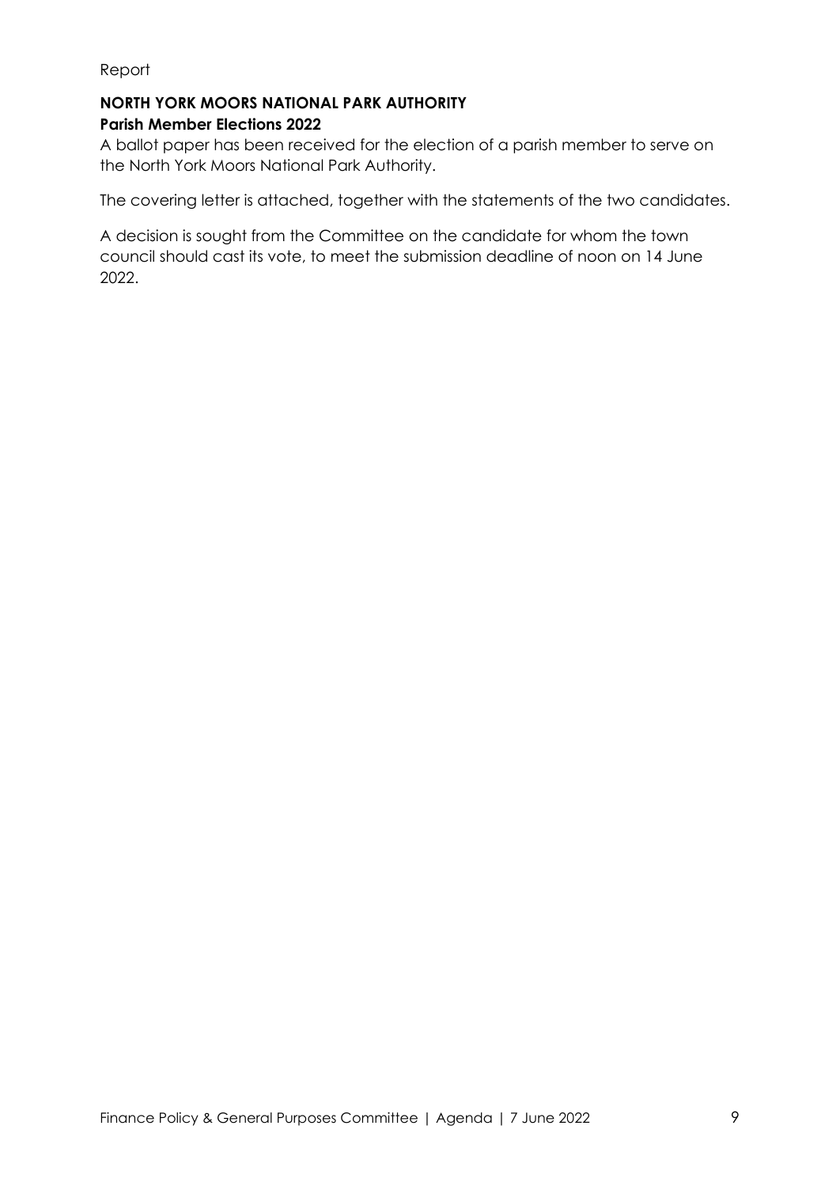Report

**NORTH YORK MOORS NATIONAL PARK AUTHORITY**
**Parish Member Elections 2022**

A ballot paper has been received for the election of a parish member to serve on the North York Moors National Park Authority.

The covering letter is attached, together with the statements of the two candidates.

A decision is sought from the Committee on the candidate for whom the town council should cast its vote, to meet the submission deadline of noon on 14 June 2022.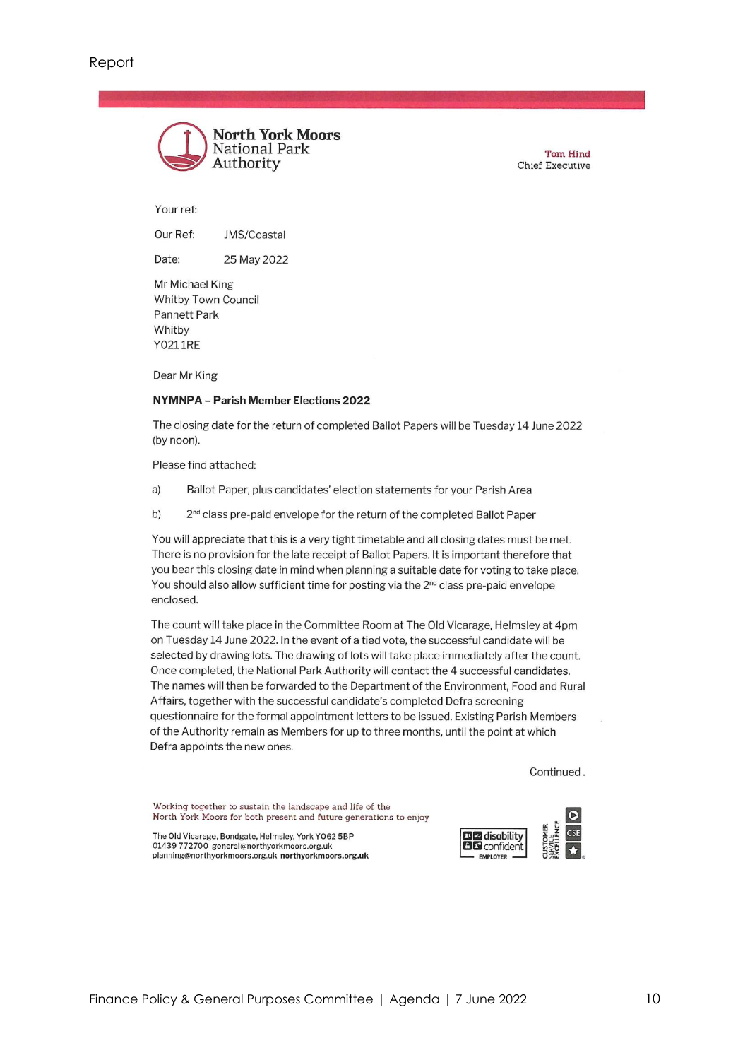Report

**North York Moors National Park Authority**

**Tom Hind**
Chief Executive

Your ref:

Our Ref: JMS/Coastal

Date: 25 May 2022

Mr Michael King
Whitby Town Council
Pannett Park
Whitby
YO21 1RE

Dear Mr King

**NYMNPA – Parish Member Elections 2022**

The closing date for the return of completed Ballot Papers will be Tuesday 14 June 2022 (by noon).

Please find attached:

a) Ballot Paper, plus candidates' election statements for your Parish Area

b) 2nd class pre-paid envelope for the return of the completed Ballot Paper

You will appreciate that this is a very tight timetable and all closing dates must be met. There is no provision for the late receipt of Ballot Papers. It is important therefore that you bear this closing date in mind when planning a suitable date for voting to take place. You should also allow sufficient time for posting via the 2nd class pre-paid envelope enclosed.

The count will take place in the Committee Room at The Old Vicarage, Helmsley at 4pm on Tuesday 14 June 2022. In the event of a tied vote, the successful candidate will be selected by drawing lots. The drawing of lots will take place immediately after the count. Once completed, the National Park Authority will contact the 4 successful candidates. The names will then be forwarded to the Department of the Environment, Food and Rural Affairs, together with the successful candidate's completed Defra screening questionnaire for the formal appointment letters to be issued. Existing Parish Members of the Authority remain as Members for up to three months, until the point at which Defra appoints the new ones.

Continued .

Working together to sustain the landscape and life of the North York Moors for both present and future generations to enjoy

The Old Vicarage, Bondgate, Helmsley, York YO62 5BP
01439 772700 general@northyorkmoors.org.uk
planning@northyorkmoors.org.uk **northyorkmoors.org.uk**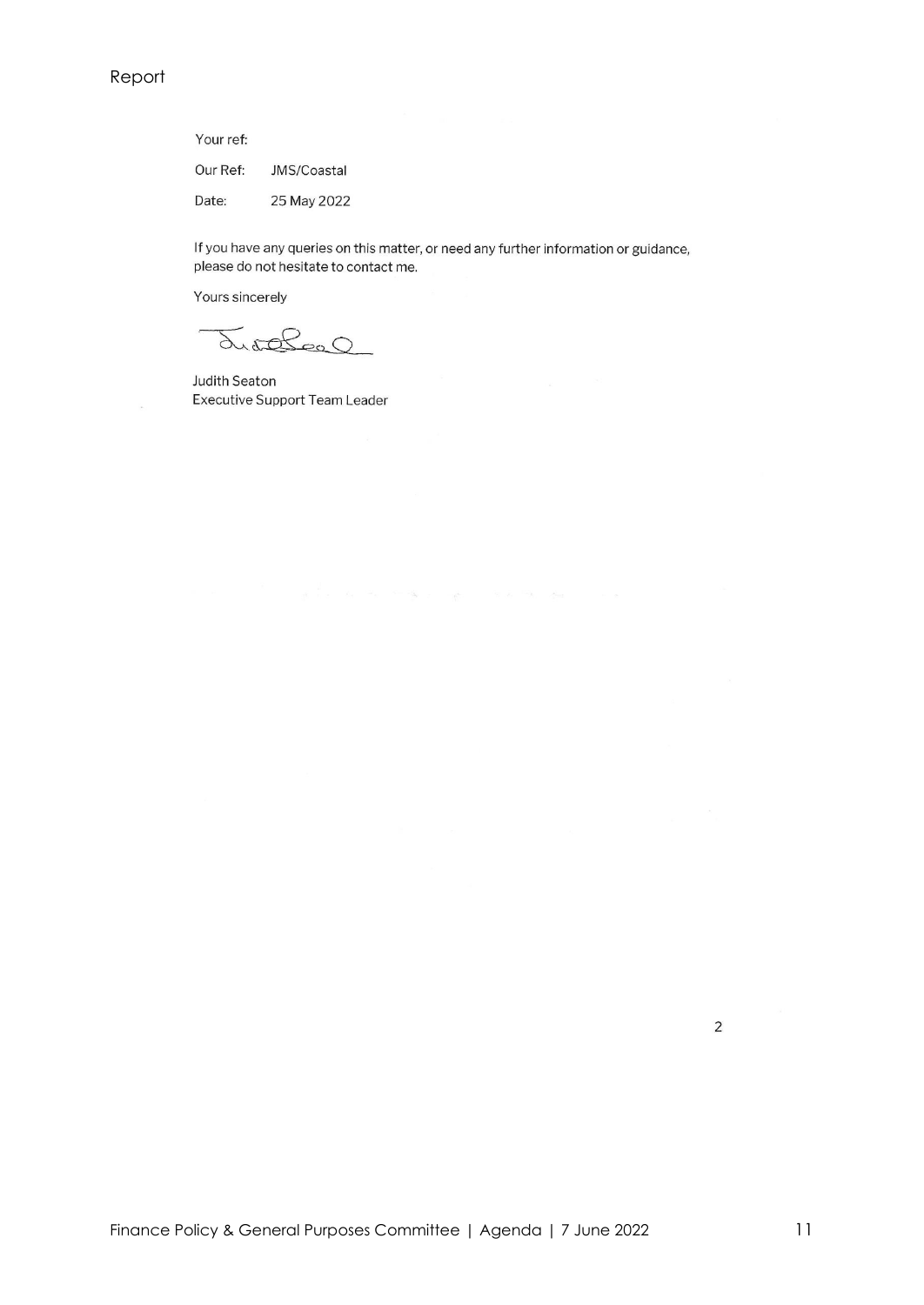Your ref:

Our Ref: JMS/Coastal

Date: 25 May 2022

If you have any queries on this matter, or need any further information or guidance, please do not hesitate to contact me.

Yours sincerely

Judith Seaton
Executive Support Team Leader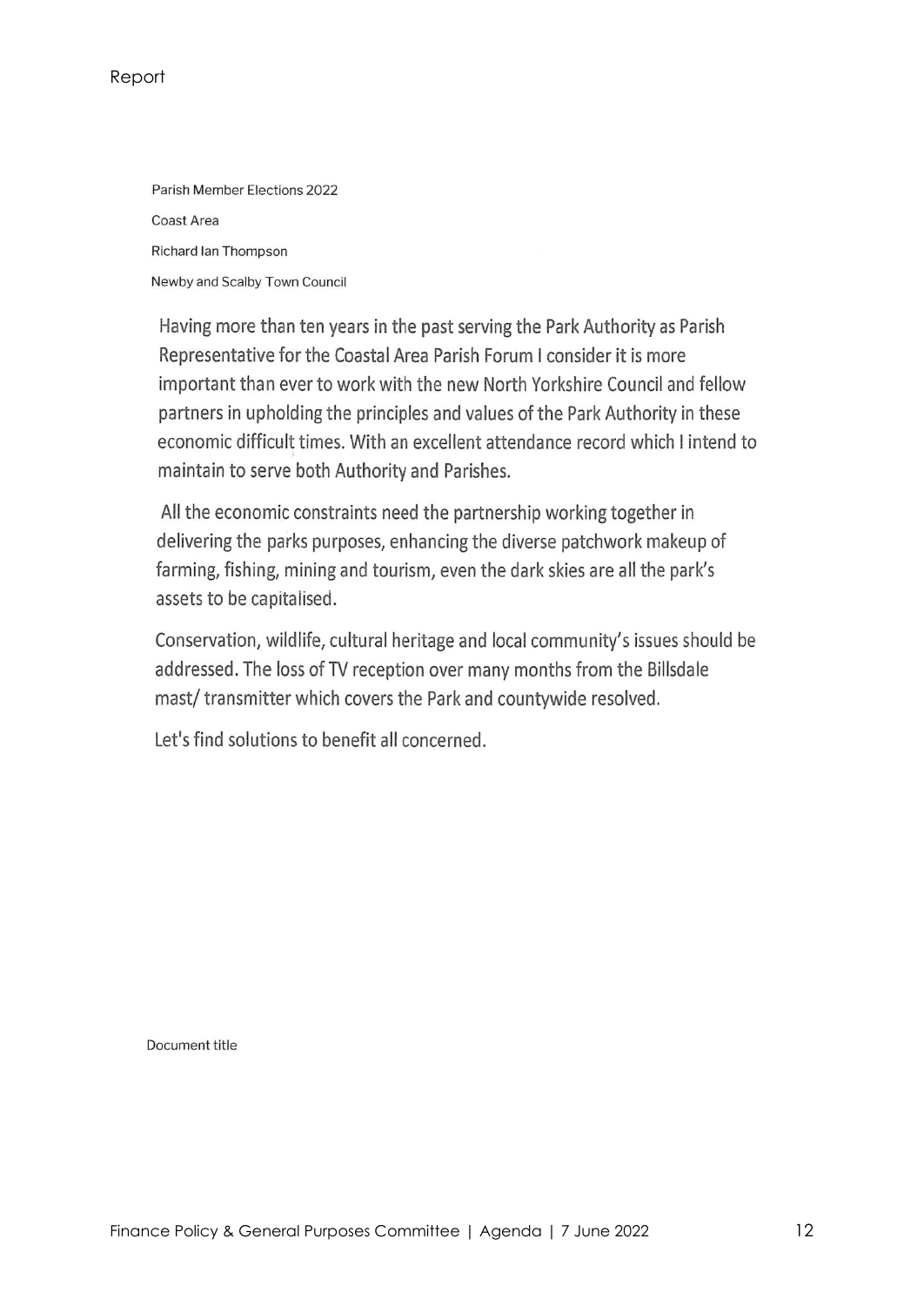Parish Member Elections 2022

Coast Area

Richard Ian Thompson

Newby and Scalby Town Council

Having more than ten years in the past serving the Park Authority as Parish Representative for the Coastal Area Parish Forum I consider it is more important than ever to work with the new North Yorkshire Council and fellow partners in upholding the principles and values of the Park Authority in these economic difficult times. With an excellent attendance record which I intend to maintain to serve both Authority and Parishes.

All the economic constraints need the partnership working together in delivering the parks purposes, enhancing the diverse patchwork makeup of farming, fishing, mining and tourism, even the dark skies are all the park's assets to be capitalised.

Conservation, wildlife, cultural heritage and local community's issues should be addressed. The loss of TV reception over many months from the Billsdale mast/ transmitter which covers the Park and countywide resolved.

Let's find solutions to benefit all concerned.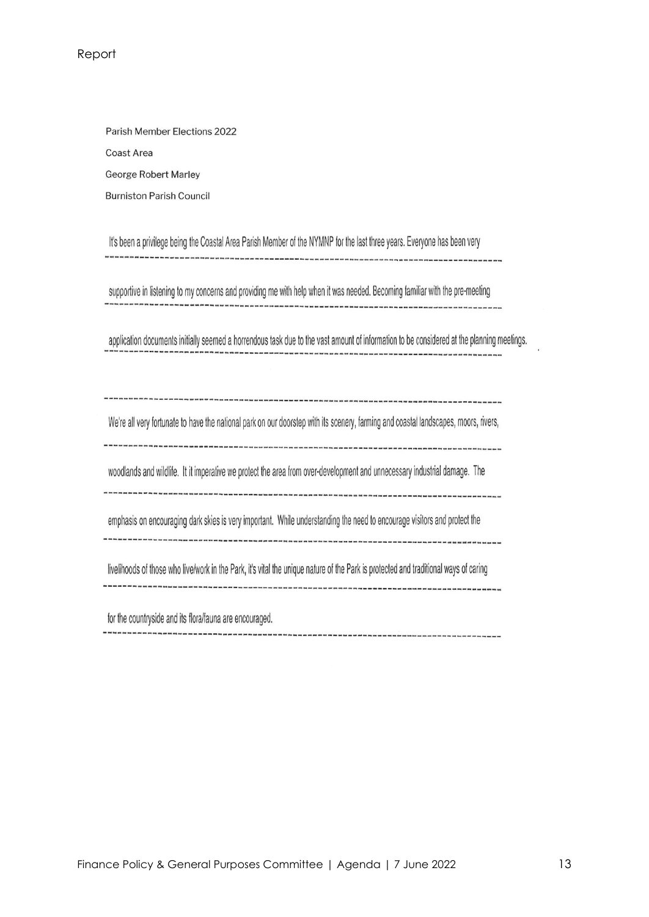Report

Parish Member Elections 2022

Coast Area

George Robert Marley

Burniston Parish Council

It's been a privilege being the Coastal Area Parish Member of the NYMNP for the last three years. Everyone has been very supportive in listening to my concerns and providing me with help when it was needed. Becoming familiar with the pre-meeting application documents initially seemed a horrendous task due to the vast amount of information to be considered at the planning meetings.

We're all very fortunate to have the national park on our doorstep with its scenery, farming and coastal landscapes, moors, rivers, woodlands and wildlife. It it imperative we protect the area from over-development and unnecessary industrial damage. The emphasis on encouraging dark skies is very important. While understanding the need to encourage visitors and protect the livelihoods of those who live/work in the Park, it's vital the unique nature of the Park is protected and traditional ways of caring for the countryside and its flora/fauna are encouraged.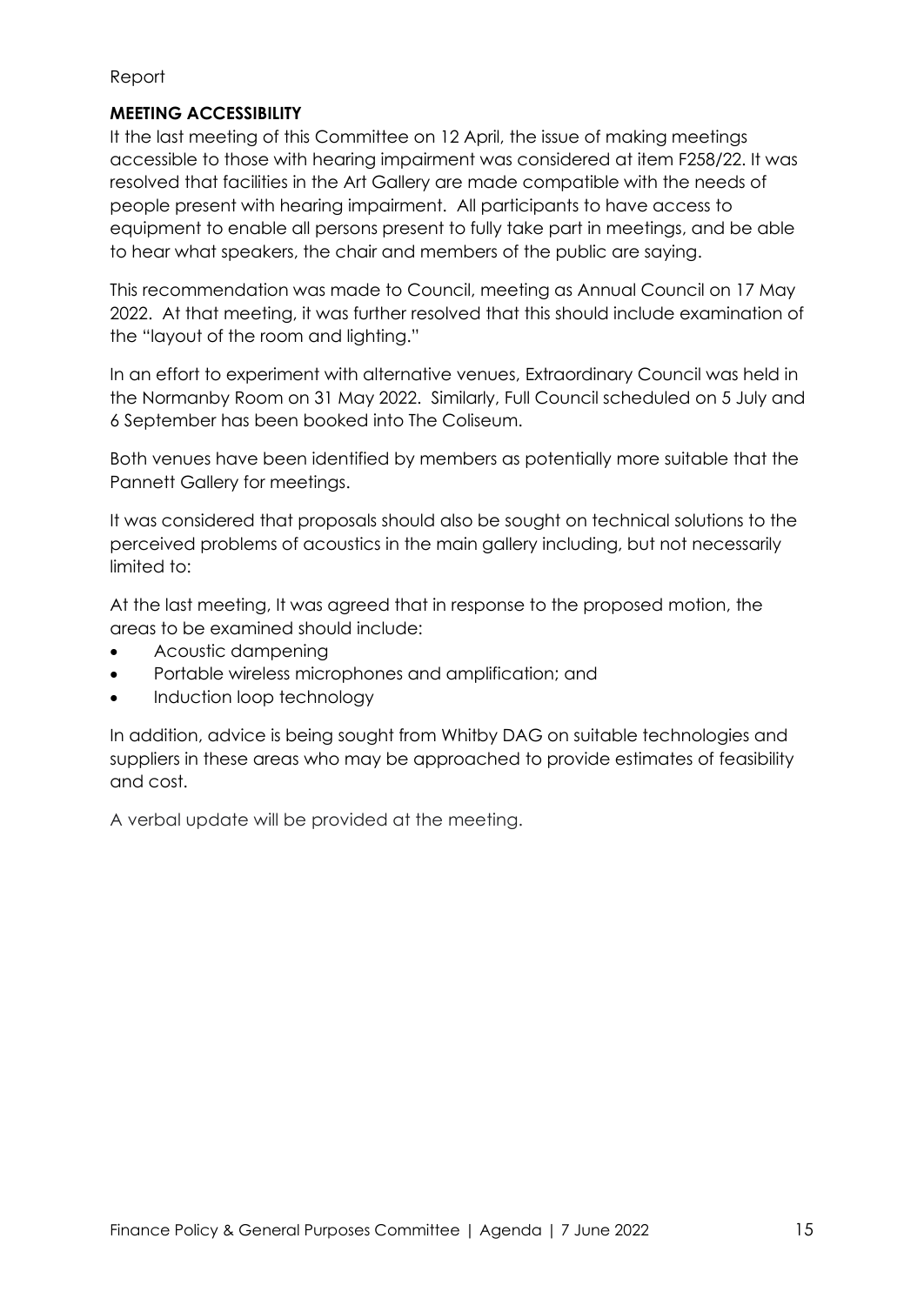Report

**MEETING ACCESSIBILITY**

It the last meeting of this Committee on 12 April, the issue of making meetings accessible to those with hearing impairment was considered at item F258/22. It was resolved that facilities in the Art Gallery are made compatible with the needs of people present with hearing impairment. All participants to have access to equipment to enable all persons present to fully take part in meetings, and be able to hear what speakers, the chair and members of the public are saying.

This recommendation was made to Council, meeting as Annual Council on 17 May 2022. At that meeting, it was further resolved that this should include examination of the "layout of the room and lighting."

In an effort to experiment with alternative venues, Extraordinary Council was held in the Normanby Room on 31 May 2022. Similarly, Full Council scheduled on 5 July and 6 September has been booked into The Coliseum.

Both venues have been identified by members as potentially more suitable that the Pannett Gallery for meetings.

It was considered that proposals should also be sought on technical solutions to the perceived problems of acoustics in the main gallery including, but not necessarily limited to:

At the last meeting, It was agreed that in response to the proposed motion, the areas to be examined should include:

- Acoustic dampening
- Portable wireless microphones and amplification; and
- Induction loop technology

In addition, advice is being sought from Whitby DAG on suitable technologies and suppliers in these areas who may be approached to provide estimates of feasibility and cost.

A verbal update will be provided at the meeting.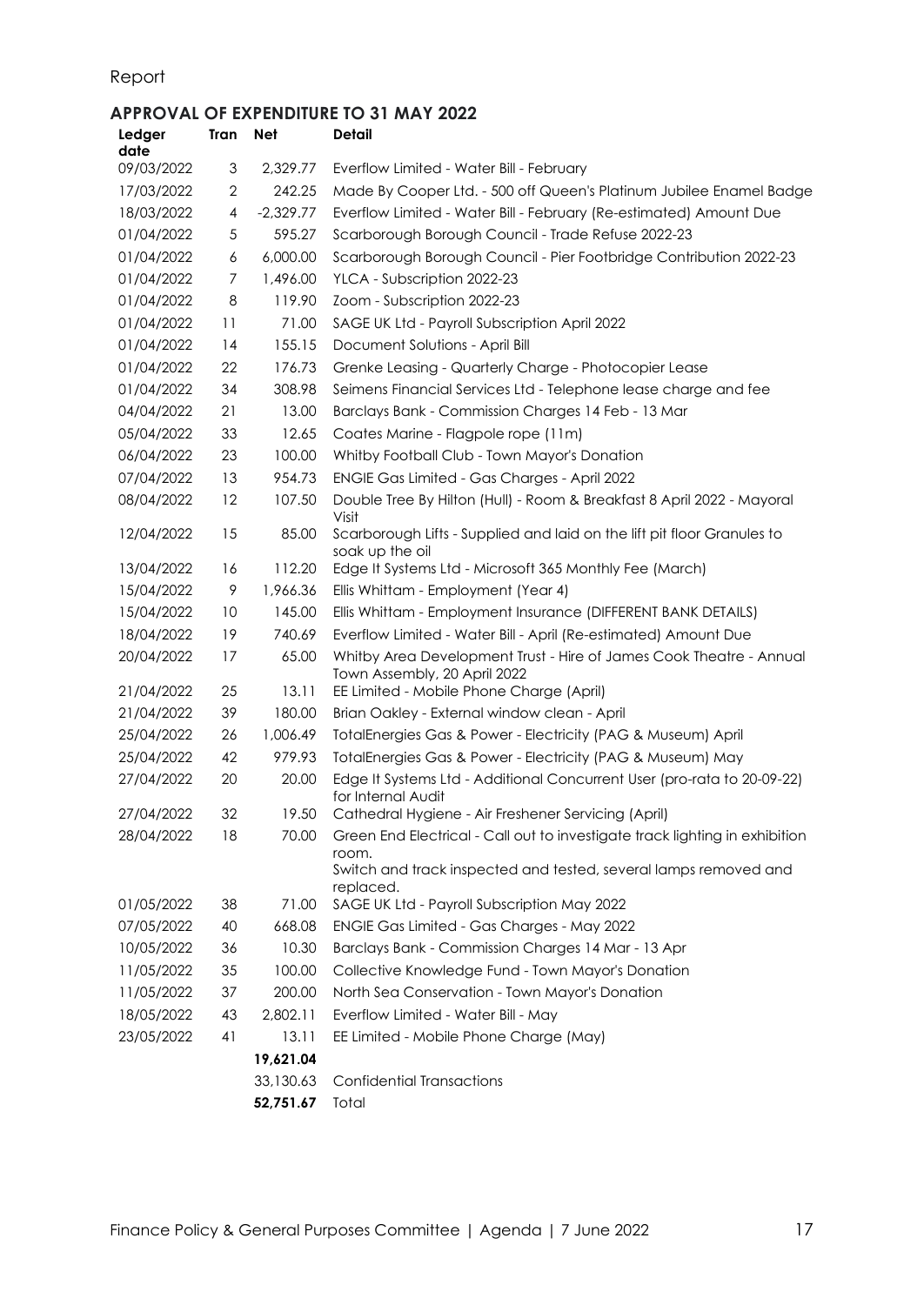Report

## APPROVAL OF EXPENDITURE TO 31 MAY 2022

| Ledger date | Tran | Net | Detail |
|---|---|---|---|
| 09/03/2022 | 3 | 2,329.77 | Everflow Limited - Water Bill - February |
| 17/03/2022 | 2 | 242.25 | Made By Cooper Ltd. - 500 off Queen's Platinum Jubilee Enamel Badge |
| 18/03/2022 | 4 | -2,329.77 | Everflow Limited - Water Bill - February (Re-estimated) Amount Due |
| 01/04/2022 | 5 | 595.27 | Scarborough Borough Council - Trade Refuse 2022-23 |
| 01/04/2022 | 6 | 6,000.00 | Scarborough Borough Council - Pier Footbridge Contribution 2022-23 |
| 01/04/2022 | 7 | 1,496.00 | YLCA - Subscription 2022-23 |
| 01/04/2022 | 8 | 119.90 | Zoom - Subscription 2022-23 |
| 01/04/2022 | 11 | 71.00 | SAGE UK Ltd - Payroll Subscription April 2022 |
| 01/04/2022 | 14 | 155.15 | Document Solutions - April Bill |
| 01/04/2022 | 22 | 176.73 | Grenke Leasing - Quarterly Charge - Photocopier Lease |
| 01/04/2022 | 34 | 308.98 | Seimens Financial Services Ltd - Telephone lease charge and fee |
| 04/04/2022 | 21 | 13.00 | Barclays Bank - Commission Charges 14 Feb - 13 Mar |
| 05/04/2022 | 33 | 12.65 | Coates Marine - Flagpole rope (11m) |
| 06/04/2022 | 23 | 100.00 | Whitby Football Club - Town Mayor's Donation |
| 07/04/2022 | 13 | 954.73 | ENGIE Gas Limited - Gas Charges - April 2022 |
| 08/04/2022 | 12 | 107.50 | Double Tree By Hilton (Hull) - Room & Breakfast 8 April 2022 - Mayoral Visit |
| 12/04/2022 | 15 | 85.00 | Scarborough Lifts - Supplied and laid on the lift pit floor Granules to soak up the oil |
| 13/04/2022 | 16 | 112.20 | Edge It Systems Ltd - Microsoft 365 Monthly Fee (March) |
| 15/04/2022 | 9 | 1,966.36 | Ellis Whittam - Employment (Year 4) |
| 15/04/2022 | 10 | 145.00 | Ellis Whittam - Employment Insurance (DIFFERENT BANK DETAILS) |
| 18/04/2022 | 19 | 740.69 | Everflow Limited - Water Bill - April (Re-estimated) Amount Due |
| 20/04/2022 | 17 | 65.00 | Whitby Area Development Trust - Hire of James Cook Theatre - Annual Town Assembly, 20 April 2022 |
| 21/04/2022 | 25 | 13.11 | EE Limited - Mobile Phone Charge (April) |
| 21/04/2022 | 39 | 180.00 | Brian Oakley - External window clean - April |
| 25/04/2022 | 26 | 1,006.49 | TotalEnergies Gas & Power - Electricity (PAG & Museum) April |
| 25/04/2022 | 42 | 979.93 | TotalEnergies Gas & Power - Electricity (PAG & Museum) May |
| 27/04/2022 | 20 | 20.00 | Edge It Systems Ltd - Additional Concurrent User (pro-rata to 20-09-22) for Internal Audit |
| 27/04/2022 | 32 | 19.50 | Cathedral Hygiene - Air Freshener Servicing (April) |
| 28/04/2022 | 18 | 70.00 | Green End Electrical - Call out to investigate track lighting in exhibition room. Switch and track inspected and tested, several lamps removed and replaced. |
| 01/05/2022 | 38 | 71.00 | SAGE UK Ltd - Payroll Subscription May 2022 |
| 07/05/2022 | 40 | 668.08 | ENGIE Gas Limited - Gas Charges - May 2022 |
| 10/05/2022 | 36 | 10.30 | Barclays Bank - Commission Charges 14 Mar - 13 Apr |
| 11/05/2022 | 35 | 100.00 | Collective Knowledge Fund - Town Mayor's Donation |
| 11/05/2022 | 37 | 200.00 | North Sea Conservation - Town Mayor's Donation |
| 18/05/2022 | 43 | 2,802.11 | Everflow Limited - Water Bill - May |
| 23/05/2022 | 41 | 13.11 | EE Limited - Mobile Phone Charge (May) |
| | | **19,621.04** | |
| | | 33,130.63 | Confidential Transactions |
| | | **52,751.67** | Total |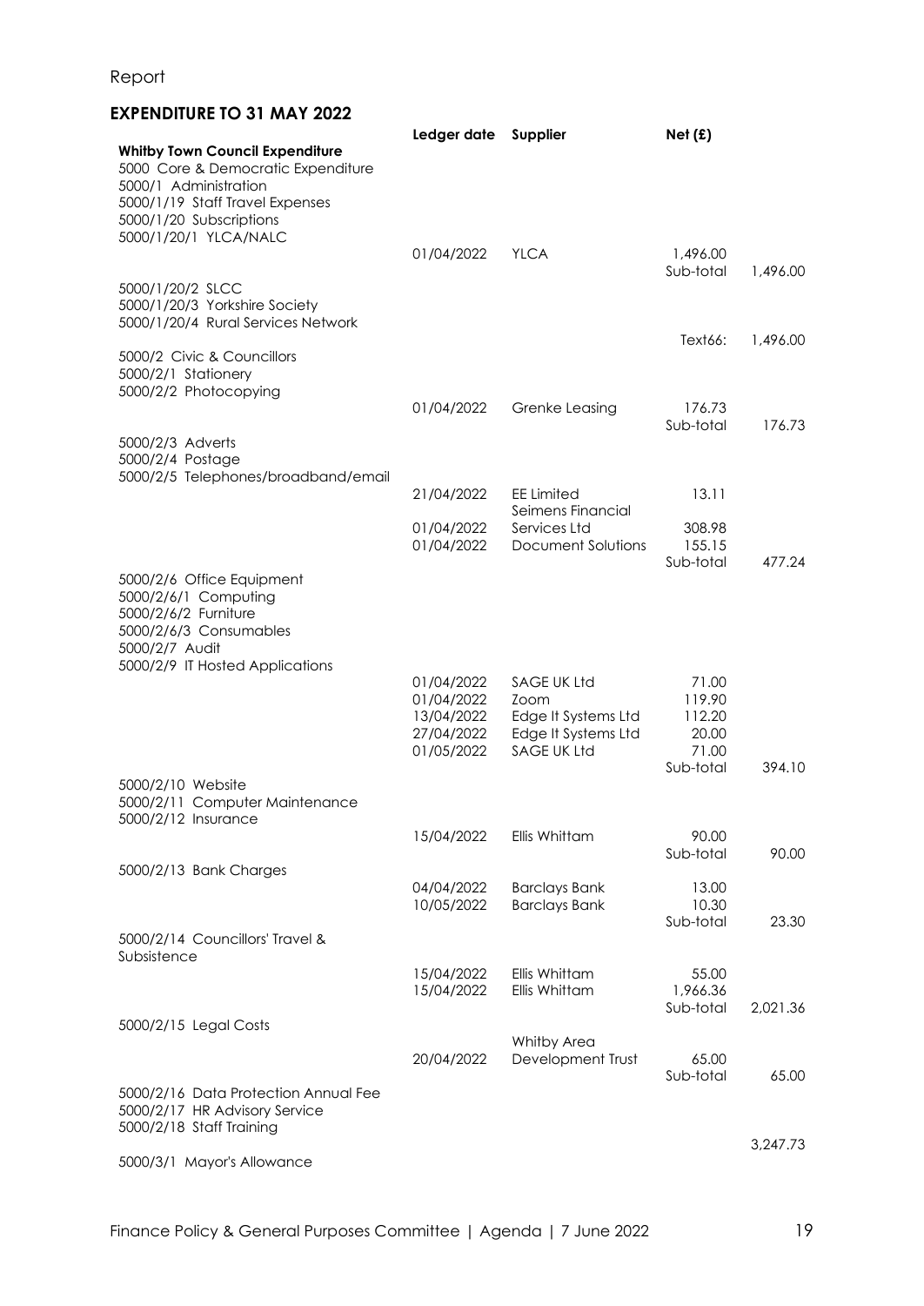Report

## EXPENDITURE TO 31 MAY 2022

| | Ledger date | Supplier | Net (£) | |
|---|---|---|---|---|
| **Whitby Town Council Expenditure** | | | | |
| 5000 Core & Democratic Expenditure | | | | |
| 5000/1 Administration | | | | |
| 5000/1/19 Staff Travel Expenses | | | | |
| 5000/1/20 Subscriptions | | | | |
| 5000/1/20/1 YLCA/NALC | | | | |
| | 01/04/2022 | YLCA | 1,496.00 | |
| | | | Sub-total | 1,496.00 |
| 5000/1/20/2 SLCC | | | | |
| 5000/1/20/3 Yorkshire Society | | | | |
| 5000/1/20/4 Rural Services Network | | | | |
| | | | Text66: | 1,496.00 |
| 5000/2 Civic & Councillors | | | | |
| 5000/2/1 Stationery | | | | |
| 5000/2/2 Photocopying | | | | |
| | 01/04/2022 | Grenke Leasing | 176.73 | |
| | | | Sub-total | 176.73 |
| 5000/2/3 Adverts | | | | |
| 5000/2/4 Postage | | | | |
| 5000/2/5 Telephones/broadband/email | | | | |
| | 21/04/2022 | EE Limited | 13.11 | |
| | 01/04/2022 | Seimens Financial Services Ltd | 308.98 | |
| | 01/04/2022 | Document Solutions | 155.15 | |
| | | | Sub-total | 477.24 |
| 5000/2/6 Office Equipment | | | | |
| 5000/2/6/1 Computing | | | | |
| 5000/2/6/2 Furniture | | | | |
| 5000/2/6/3 Consumables | | | | |
| 5000/2/7 Audit | | | | |
| 5000/2/9 IT Hosted Applications | | | | |
| | 01/04/2022 | SAGE UK Ltd | 71.00 | |
| | 01/04/2022 | Zoom | 119.90 | |
| | 13/04/2022 | Edge It Systems Ltd | 112.20 | |
| | 27/04/2022 | Edge It Systems Ltd | 20.00 | |
| | 01/05/2022 | SAGE UK Ltd | 71.00 | |
| | | | Sub-total | 394.10 |
| 5000/2/10 Website | | | | |
| 5000/2/11 Computer Maintenance | | | | |
| 5000/2/12 Insurance | | | | |
| | 15/04/2022 | Ellis Whittam | 90.00 | |
| | | | Sub-total | 90.00 |
| 5000/2/13 Bank Charges | | | | |
| | 04/04/2022 | Barclays Bank | 13.00 | |
| | 10/05/2022 | Barclays Bank | 10.30 | |
| | | | Sub-total | 23.30 |
| 5000/2/14 Councillors' Travel & Subsistence | | | | |
| | 15/04/2022 | Ellis Whittam | 55.00 | |
| | 15/04/2022 | Ellis Whittam | 1,966.36 | |
| | | | Sub-total | 2,021.36 |
| 5000/2/15 Legal Costs | | | | |
| | 20/04/2022 | Whitby Area Development Trust | 65.00 | |
| | | | Sub-total | 65.00 |
| 5000/2/16 Data Protection Annual Fee | | | | |
| 5000/2/17 HR Advisory Service | | | | |
| 5000/2/18 Staff Training | | | | |
| | | | | 3,247.73 |
| 5000/3/1 Mayor's Allowance | | | | |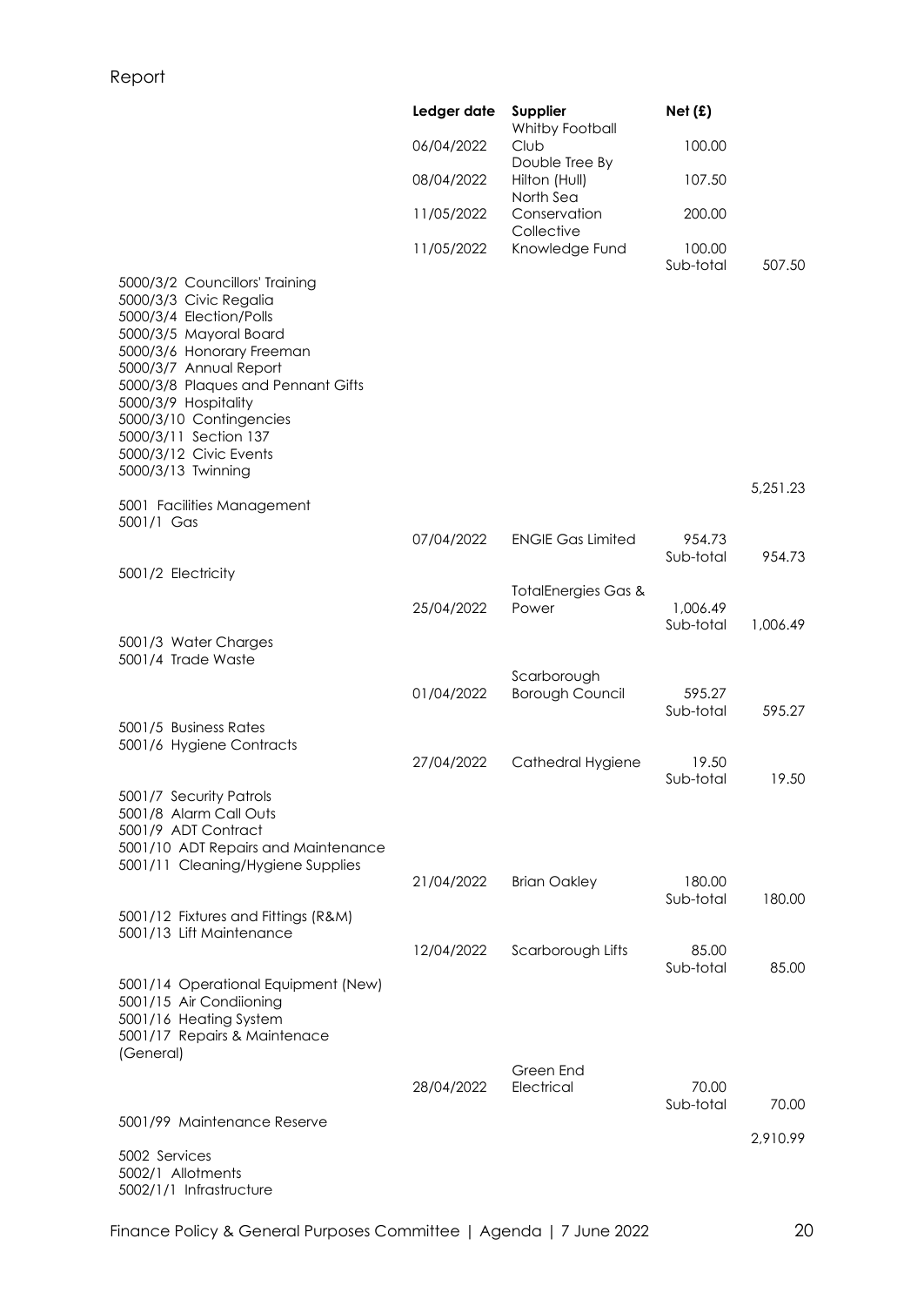Report

| | Ledger date | Supplier | Net (£) | |
|---|---|---|---|---|
| | 06/04/2022 | Whitby Football Club | 100.00 | |
| | 08/04/2022 | Double Tree By Hilton (Hull) | 107.50 | |
| | 11/05/2022 | North Sea Conservation Collective | 200.00 | |
| | 11/05/2022 | Knowledge Fund | 100.00 | |
| | | | Sub-total | 507.50 |
| 5000/3/2 Councillors' Training | | | | |
| 5000/3/3 Civic Regalia | | | | |
| 5000/3/4 Election/Polls | | | | |
| 5000/3/5 Mayoral Board | | | | |
| 5000/3/6 Honorary Freeman | | | | |
| 5000/3/7 Annual Report | | | | |
| 5000/3/8 Plaques and Pennant Gifts | | | | |
| 5000/3/9 Hospitality | | | | |
| 5000/3/10 Contingencies | | | | |
| 5000/3/11 Section 137 | | | | |
| 5000/3/12 Civic Events | | | | |
| 5000/3/13 Twinning | | | | |
| | | | | 5,251.23 |
| 5001 Facilities Management | | | | |
| 5001/1 Gas | | | | |
| | 07/04/2022 | ENGIE Gas Limited | 954.73 | |
| | | | Sub-total | 954.73 |
| 5001/2 Electricity | | | | |
| | 25/04/2022 | TotalEnergies Gas & Power | 1,006.49 | |
| | | | Sub-total | 1,006.49 |
| 5001/3 Water Charges | | | | |
| 5001/4 Trade Waste | | | | |
| | 01/04/2022 | Scarborough Borough Council | 595.27 | |
| | | | Sub-total | 595.27 |
| 5001/5 Business Rates | | | | |
| 5001/6 Hygiene Contracts | | | | |
| | 27/04/2022 | Cathedral Hygiene | 19.50 | |
| | | | Sub-total | 19.50 |
| 5001/7 Security Patrols | | | | |
| 5001/8 Alarm Call Outs | | | | |
| 5001/9 ADT Contract | | | | |
| 5001/10 ADT Repairs and Maintenance | | | | |
| 5001/11 Cleaning/Hygiene Supplies | | | | |
| | 21/04/2022 | Brian Oakley | 180.00 | |
| | | | Sub-total | 180.00 |
| 5001/12 Fixtures and Fittings (R&M) | | | | |
| 5001/13 Lift Maintenance | | | | |
| | 12/04/2022 | Scarborough Lifts | 85.00 | |
| | | | Sub-total | 85.00 |
| 5001/14 Operational Equipment (New) | | | | |
| 5001/15 Air Condiioning | | | | |
| 5001/16 Heating System | | | | |
| 5001/17 Repairs & Maintenace (General) | | | | |
| | 28/04/2022 | Green End Electrical | 70.00 | |
| | | | Sub-total | 70.00 |
| 5001/99 Maintenance Reserve | | | | |
| | | | | 2,910.99 |
| 5002 Services | | | | |
| 5002/1 Allotments | | | | |
| 5002/1/1 Infrastructure | | | | |

Finance Policy & General Purposes Committee | Agenda | 7 June 2022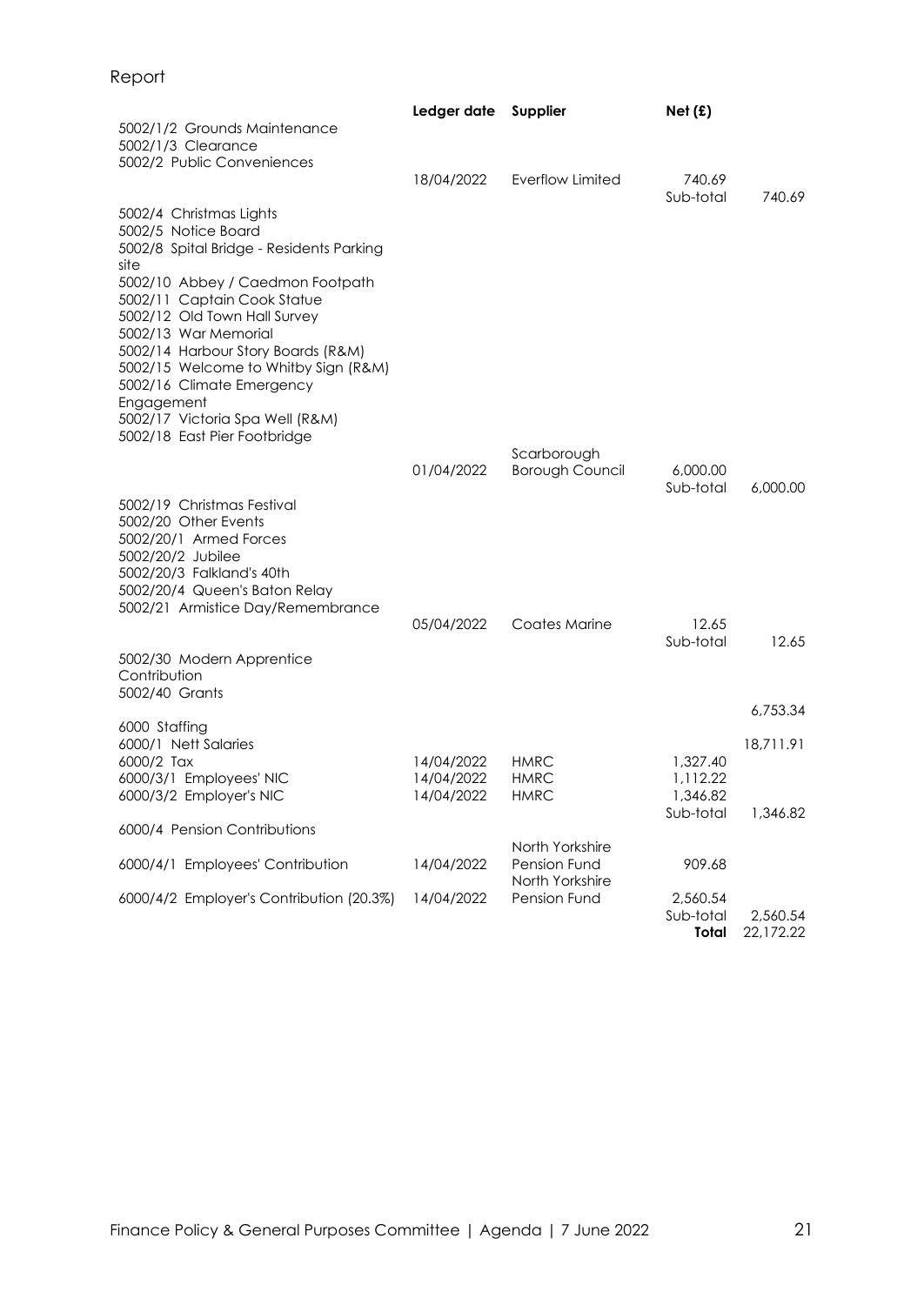Report

| | Ledger date | Supplier | Net (£) | |
|---|---|---|---|---|
| 5002/1/2 Grounds Maintenance | | | | |
| 5002/1/3 Clearance | | | | |
| 5002/2 Public Conveniences | | | | |
| | 18/04/2022 | Everflow Limited | 740.69 | |
| | | | Sub-total | 740.69 |
| 5002/4 Christmas Lights | | | | |
| 5002/5 Notice Board | | | | |
| 5002/8 Spital Bridge - Residents Parking site | | | | |
| 5002/10 Abbey / Caedmon Footpath | | | | |
| 5002/11 Captain Cook Statue | | | | |
| 5002/12 Old Town Hall Survey | | | | |
| 5002/13 War Memorial | | | | |
| 5002/14 Harbour Story Boards (R&M) | | | | |
| 5002/15 Welcome to Whitby Sign (R&M) | | | | |
| 5002/16 Climate Emergency Engagement | | | | |
| 5002/17 Victoria Spa Well (R&M) | | | | |
| 5002/18 East Pier Footbridge | | | | |
| | 01/04/2022 | Scarborough Borough Council | 6,000.00 | |
| | | | Sub-total | 6,000.00 |
| 5002/19 Christmas Festival | | | | |
| 5002/20 Other Events | | | | |
| 5002/20/1 Armed Forces | | | | |
| 5002/20/2 Jubilee | | | | |
| 5002/20/3 Falkland's 40th | | | | |
| 5002/20/4 Queen's Baton Relay | | | | |
| 5002/21 Armistice Day/Remembrance | | | | |
| | 05/04/2022 | Coates Marine | 12.65 | |
| | | | Sub-total | 12.65 |
| 5002/30 Modern Apprentice Contribution | | | | |
| 5002/40 Grants | | | | |
| | | | | 6,753.34 |
| 6000 Staffing | | | | |
| 6000/1 Nett Salaries | | | | 18,711.91 |
| 6000/2 Tax | 14/04/2022 | HMRC | 1,327.40 | |
| 6000/3/1 Employees' NIC | 14/04/2022 | HMRC | 1,112.22 | |
| 6000/3/2 Employer's NIC | 14/04/2022 | HMRC | 1,346.82 | |
| | | | Sub-total | 1,346.82 |
| 6000/4 Pension Contributions | | | | |
| 6000/4/1 Employees' Contribution | 14/04/2022 | North Yorkshire Pension Fund | 909.68 | |
| 6000/4/2 Employer's Contribution (20.3%) | 14/04/2022 | North Yorkshire Pension Fund | 2,560.54 | |
| | | | Sub-total | 2,560.54 |
| | | | **Total** | 22,172.22 |